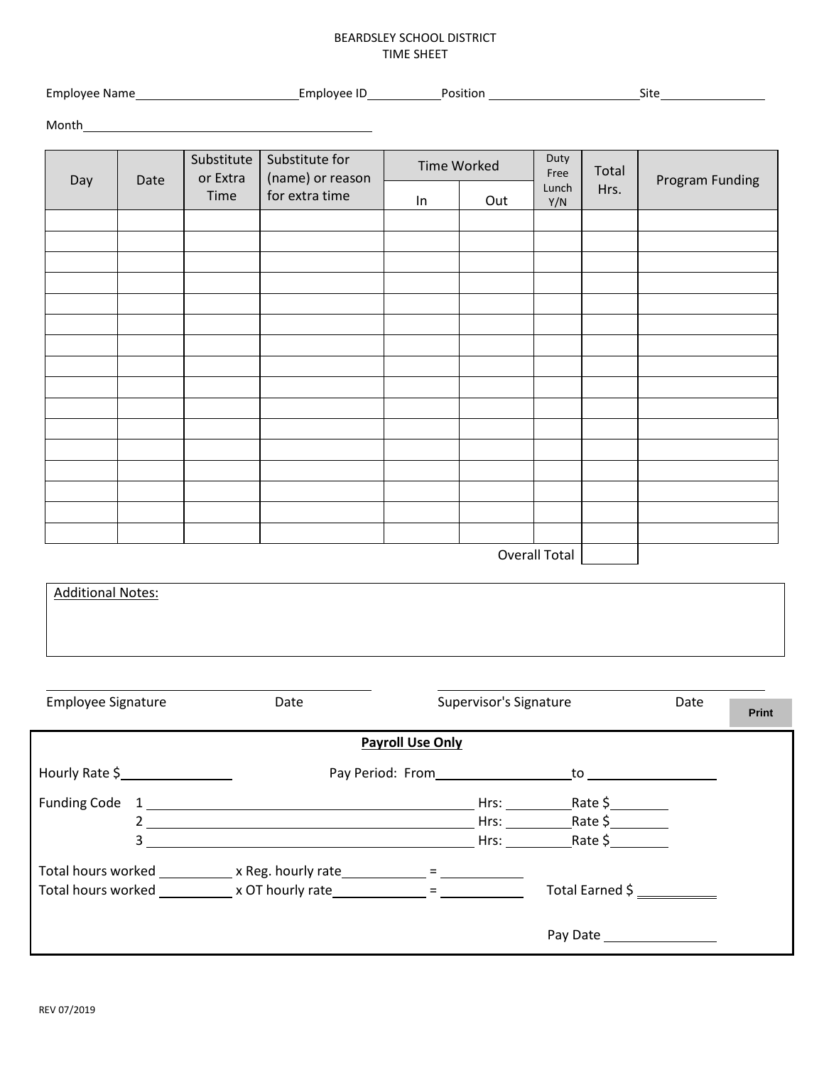BEARDSLEY SCHOOL DISTRICT
TIME SHEET

Employee Name\_\_\_\_\_\_\_\_\_\_\_\_\_\_\_\_\_\_\_\_ Employee ID\_\_\_\_\_\_\_\_\_\_ Position \_\_\_\_\_\_\_\_\_\_\_\_\_\_\_\_\_\_\_\_ Site\_\_\_\_\_\_\_\_\_\_\_\_\_\_

Month\_\_\_\_\_\_\_\_\_\_\_\_\_\_\_\_\_\_\_\_\_\_\_\_\_\_\_\_\_\_\_\_\_\_\_\_

| Day | Date | Substitute or Extra Time | Substitute for (name) or reason for extra time | Time Worked | | Duty Free Lunch Y/N | Total Hrs. | Program Funding |
|---|---|---|---|---|---|---|---|---|
| | | | | In | Out | | | |
| | | | | | | | | |
| | | | | | | | | |
| | | | | | | | | |
| | | | | | | | | |
| | | | | | | | | |
| | | | | | | | | |
| | | | | | | | | |
| | | | | | | | | |
| | | | | | | | | |
| | | | | | | | | |
| | | | | | | | | |
| | | | | | | | | |
| | | | | | | | | |
| | | | | | | | | |
| | | | | | | | | |
| | | | | | | | | |
| | | | | | | Overall Total | | |

Additional Notes:

\_\_\_\_\_\_\_\_\_\_\_\_\_\_\_\_\_\_\_\_\_\_\_\_\_\_\_\_\_\_\_\_\_\_ \_\_\_\_\_\_\_\_\_\_\_\_\_\_\_\_\_\_\_\_\_\_\_\_\_\_\_\_\_\_\_\_\_\_

Employee Signature Date Supervisor's Signature Date

Print

**Payroll Use Only**

Hourly Rate $\_\_\_\_\_\_\_\_\_\_\_\_ Pay Period: From\_\_\_\_\_\_\_\_\_\_\_\_\_\_\_ to \_\_\_\_\_\_\_\_\_\_\_\_\_\_\_

Funding Code 1 \_\_\_\_\_\_\_\_\_\_\_\_\_\_\_\_\_\_\_\_\_\_\_\_\_\_\_\_\_\_\_\_\_\_ Hrs: \_\_\_\_\_\_\_\_ Rate $\_\_\_\_\_\_\_

2 \_\_\_\_\_\_\_\_\_\_\_\_\_\_\_\_\_\_\_\_\_\_\_\_\_\_\_\_\_\_\_\_\_\_ Hrs: \_\_\_\_\_\_\_\_ Rate $\_\_\_\_\_\_\_

3 \_\_\_\_\_\_\_\_\_\_\_\_\_\_\_\_\_\_\_\_\_\_\_\_\_\_\_\_\_\_\_\_\_\_ Hrs: \_\_\_\_\_\_\_\_ Rate $\_\_\_\_\_\_\_

Total hours worked \_\_\_\_\_\_\_\_ x Reg. hourly rate\_\_\_\_\_\_\_\_\_ = \_\_\_\_\_\_\_\_\_

Total hours worked \_\_\_\_\_\_\_\_ x OT hourly rate\_\_\_\_\_\_\_\_\_ = \_\_\_\_\_\_\_\_\_ Total Earned $ \_\_\_\_\_\_\_\_\_

Pay Date \_\_\_\_\_\_\_\_\_\_\_\_

REV 07/2019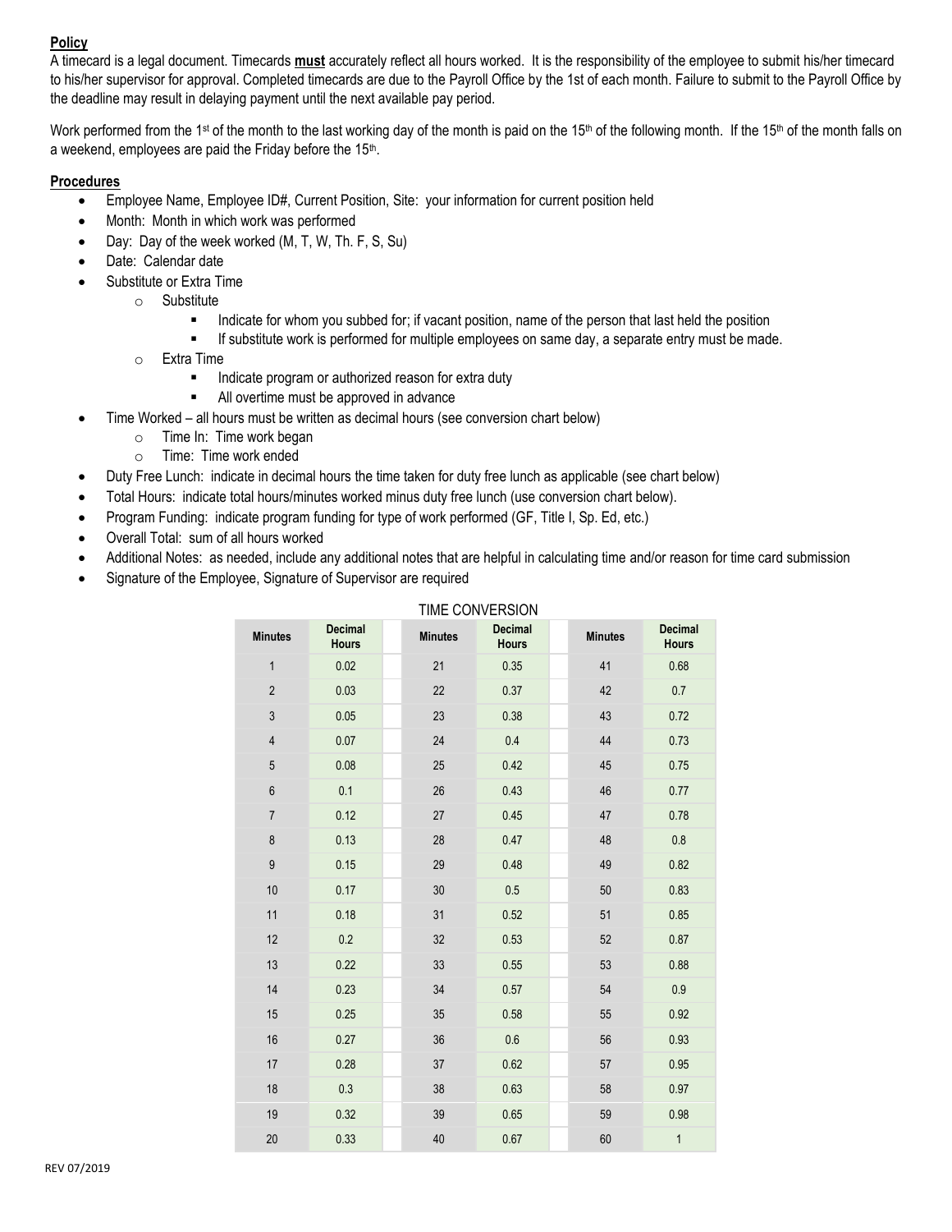**Policy**

A timecard is a legal document. Timecards **must** accurately reflect all hours worked. It is the responsibility of the employee to submit his/her timecard to his/her supervisor for approval. Completed timecards are due to the Payroll Office by the 1st of each month. Failure to submit to the Payroll Office by the deadline may result in delaying payment until the next available pay period.

Work performed from the 1st of the month to the last working day of the month is paid on the 15th of the following month. If the 15th of the month falls on a weekend, employees are paid the Friday before the 15th.

**Procedures**

- Employee Name, Employee ID#, Current Position, Site: your information for current position held
- Month: Month in which work was performed
- Day: Day of the week worked (M, T, W, Th. F, S, Su)
- Date: Calendar date
- Substitute or Extra Time
  - Substitute
    - Indicate for whom you subbed for; if vacant position, name of the person that last held the position
    - If substitute work is performed for multiple employees on same day, a separate entry must be made.
  - Extra Time
    - Indicate program or authorized reason for extra duty
    - All overtime must be approved in advance
- Time Worked – all hours must be written as decimal hours (see conversion chart below)
  - Time In: Time work began
  - Time: Time work ended
- Duty Free Lunch: indicate in decimal hours the time taken for duty free lunch as applicable (see chart below)
- Total Hours: indicate total hours/minutes worked minus duty free lunch (use conversion chart below).
- Program Funding: indicate program funding for type of work performed (GF, Title I, Sp. Ed, etc.)
- Overall Total: sum of all hours worked
- Additional Notes: as needed, include any additional notes that are helpful in calculating time and/or reason for time card submission
- Signature of the Employee, Signature of Supervisor are required

TIME CONVERSION

| Minutes | Decimal Hours | Minutes | Decimal Hours | Minutes | Decimal Hours |
|---|---|---|---|---|---|
| 1 | 0.02 | 21 | 0.35 | 41 | 0.68 |
| 2 | 0.03 | 22 | 0.37 | 42 | 0.7 |
| 3 | 0.05 | 23 | 0.38 | 43 | 0.72 |
| 4 | 0.07 | 24 | 0.4 | 44 | 0.73 |
| 5 | 0.08 | 25 | 0.42 | 45 | 0.75 |
| 6 | 0.1 | 26 | 0.43 | 46 | 0.77 |
| 7 | 0.12 | 27 | 0.45 | 47 | 0.78 |
| 8 | 0.13 | 28 | 0.47 | 48 | 0.8 |
| 9 | 0.15 | 29 | 0.48 | 49 | 0.82 |
| 10 | 0.17 | 30 | 0.5 | 50 | 0.83 |
| 11 | 0.18 | 31 | 0.52 | 51 | 0.85 |
| 12 | 0.2 | 32 | 0.53 | 52 | 0.87 |
| 13 | 0.22 | 33 | 0.55 | 53 | 0.88 |
| 14 | 0.23 | 34 | 0.57 | 54 | 0.9 |
| 15 | 0.25 | 35 | 0.58 | 55 | 0.92 |
| 16 | 0.27 | 36 | 0.6 | 56 | 0.93 |
| 17 | 0.28 | 37 | 0.62 | 57 | 0.95 |
| 18 | 0.3 | 38 | 0.63 | 58 | 0.97 |
| 19 | 0.32 | 39 | 0.65 | 59 | 0.98 |
| 20 | 0.33 | 40 | 0.67 | 60 | 1 |

REV 07/2019